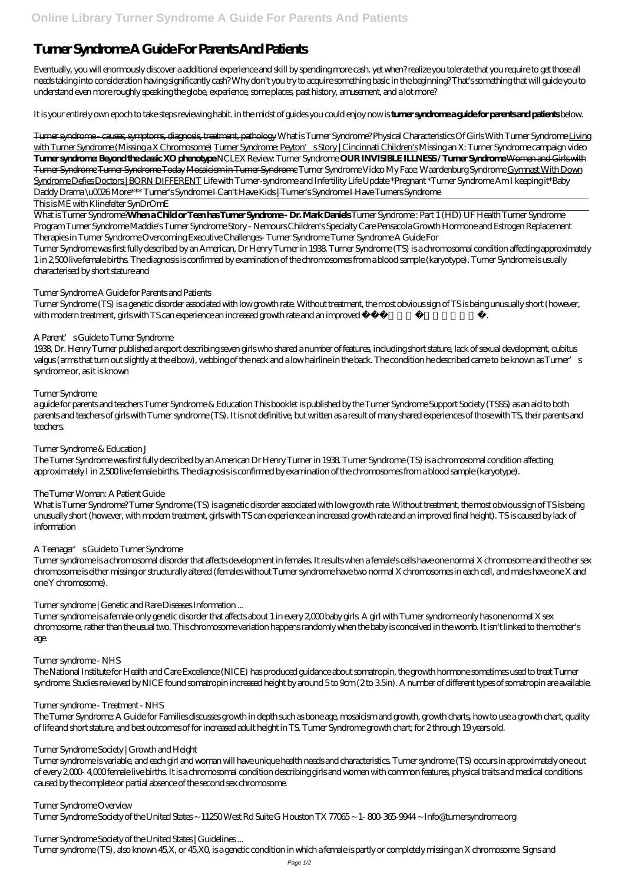# Turner Syndrome A Guide For Parents And Patients

Eventually, you will enormously discover a additional experience and skill by spending more cash. yet when? realize you tolerate that you require to get those all needs taking into consideration having significantly cash? Why don't you try to acquire something basic in the beginning? That's something that will guide you to understand even more roughly speaking the globe, experience, some places, past history, amusement, and a lot more?

It is your entirely own epoch to take steps reviewing habit. in the midst of guides you could enjoy now is **turner syndrome a guide for parents and patients** below.

~~Turner syndrome - causes, symptoms, diagnosis, treatment, pathology~~ *What is Turner Syndrome? Physical Characteristics Of Girls With Turner Syndrome* Living with Turner Syndrome (Missing a X Chromosome) Turner Syndrome: Peyton's Story | Cincinnati Children's *Missing an X: Turner Syndrome campaign video* **Turner syndrome: Beyond the classic XO phenotype** *NCLEX Review: Turner Syndrome* **OUR INVISIBLE ILLNESS / Turner Syndrome** ~~Women and Girls with Turner Syndrome Turner Syndrome Today Mosaicism in Turner Syndrome~~ *Turner Syndrome Video My Face: Waardenburg Syndrome* Gymnast With Down Syndrome Defies Doctors | BORN DIFFERENT *Life with Turner-syndrome and Infertility Life Update \*Pregnant \*Turner Syndrome Am I keeping it\*Baby Daddy Drama \u0026 More\*\*\* Turner's Syndrome* ~~I Can't Have Kids | Turner's Syndrome I Have Turners Syndrome~~

This is ME with Klinefelter SynDrOmE

What is Turner Syndrome?**When a Child or Teen has Turner Syndrome - Dr. Mark Daniels** *Turner Syndrome : Part 1 (HD) UF Health Turner Syndrome Program Turner Syndrome Maddie's Turner Syndrome Story - Nemours Children's Specialty Care Pensacola Growth Hormone and Estrogen Replacement Therapies in Turner Syndrome Overcoming Executive Challenges- Turner Syndrome Turner Syndrome A Guide For*

Turner Syndrome was first fully described by an American, Dr Henry Turner in 1938. Turner Syndrome (TS) is a chromosomal condition affecting approximately 1 in 2,500 live female births. The diagnosis is confirmed by examination of the chromosomes from a blood sample (karyotype). Turner Syndrome is usually characterised by short stature and

*Turner Syndrome A Guide for Parents and Patients*

Turner Syndrome (TS) is a genetic disorder associated with low growth rate. Without treatment, the most obvious sign of TS is being unusually short (however, with modern treatment, girls with TS can experience an increased growth rate and an improved final height).

*A Parent's Guide to Turner Syndrome*

1938, Dr. Henry Turner published a report describing seven girls who shared a number of features, including short stature, lack of sexual development, cubitus valgus (arms that turn out slightly at the elbow), webbing of the neck and a low hairline in the back. The condition he described came to be known as Turner's syndrome or, as it is known

*Turner Syndrome*

a guide for parents and teachers Turner Syndrome & Education This booklet is published by the Turner Syndrome Support Society (TSSS) as an aid to both parents and teachers of girls with Turner syndrome (TS). It is not definitive, but written as a result of many shared experiences of those with TS, their parents and teachers.

*Turner Syndrome & Education J*

The Turner Syndrome was first fully described by an American Dr Henry Turner in 1938. Turner Syndrome (TS) is a chromosomal condition affecting approximately I in 2,500 live female births. The diagnosis is confirmed by examination of the chromosomes from a blood sample (karyotype).

*The Turner Woman: A Patient Guide*

What is Turner Syndrome? Turner Syndrome (TS) is a genetic disorder associated with low growth rate. Without treatment, the most obvious sign of TS is being unusually short (however, with modern treatment, girls with TS can experience an increased growth rate and an improved final height). TS is caused by lack of information

*A Teenager's Guide to Turner Syndrome*

Turner syndrome is a chromosomal disorder that affects development in females. It results when a female's cells have one normal X chromosome and the other sex chromosome is either missing or structurally altered (females without Turner syndrome have two normal X chromosomes in each cell, and males have one X and one Y chromosome).

*Turner syndrome | Genetic and Rare Diseases Information ...*

Turner syndrome is a female-only genetic disorder that affects about 1 in every 2,000 baby girls. A girl with Turner syndrome only has one normal X sex chromosome, rather than the usual two. This chromosome variation happens randomly when the baby is conceived in the womb. It isn't linked to the mother's age.

*Turner syndrome - NHS*

The National Institute for Health and Care Excellence (NICE) has produced guidance about somatropin, the growth hormone sometimes used to treat Turner syndrome. Studies reviewed by NICE found somatropin increased height by around 5 to 9cm (2 to 3.5in). A number of different types of somatropin are available.

*Turner syndrome - Treatment - NHS*

The Turner Syndrome: A Guide for Families discusses growth in depth such as bone age, mosaicism and growth, growth charts, how to use a growth chart, quality of life and short stature, and best outcomes of for increased adult height in TS. Turner Syndrome growth chart; for 2 through 19 years old.

*Turner Syndrome Society | Growth and Height*

Turner syndrome is variable, and each girl and woman will have unique health needs and characteristics. Turner syndrome (TS) occurs in approximately one out of every 2,000- 4,000 female live births. It is a chromosomal condition describing girls and women with common features, physical traits and medical conditions caused by the complete or partial absence of the second sex chromosome.

*Turner Syndrome Overview*

Turner Syndrome Society of the United States ~ 11250 West Rd Suite G Houston TX 77065 ~ 1- 800-365-9944 ~ Info@turnersyndrome.org

*Turner Syndrome Society of the United States | Guidelines ...*

Turner syndrome (TS), also known 45,X, or 45,X0, is a genetic condition in which a female is partly or completely missing an X chromosome. Signs and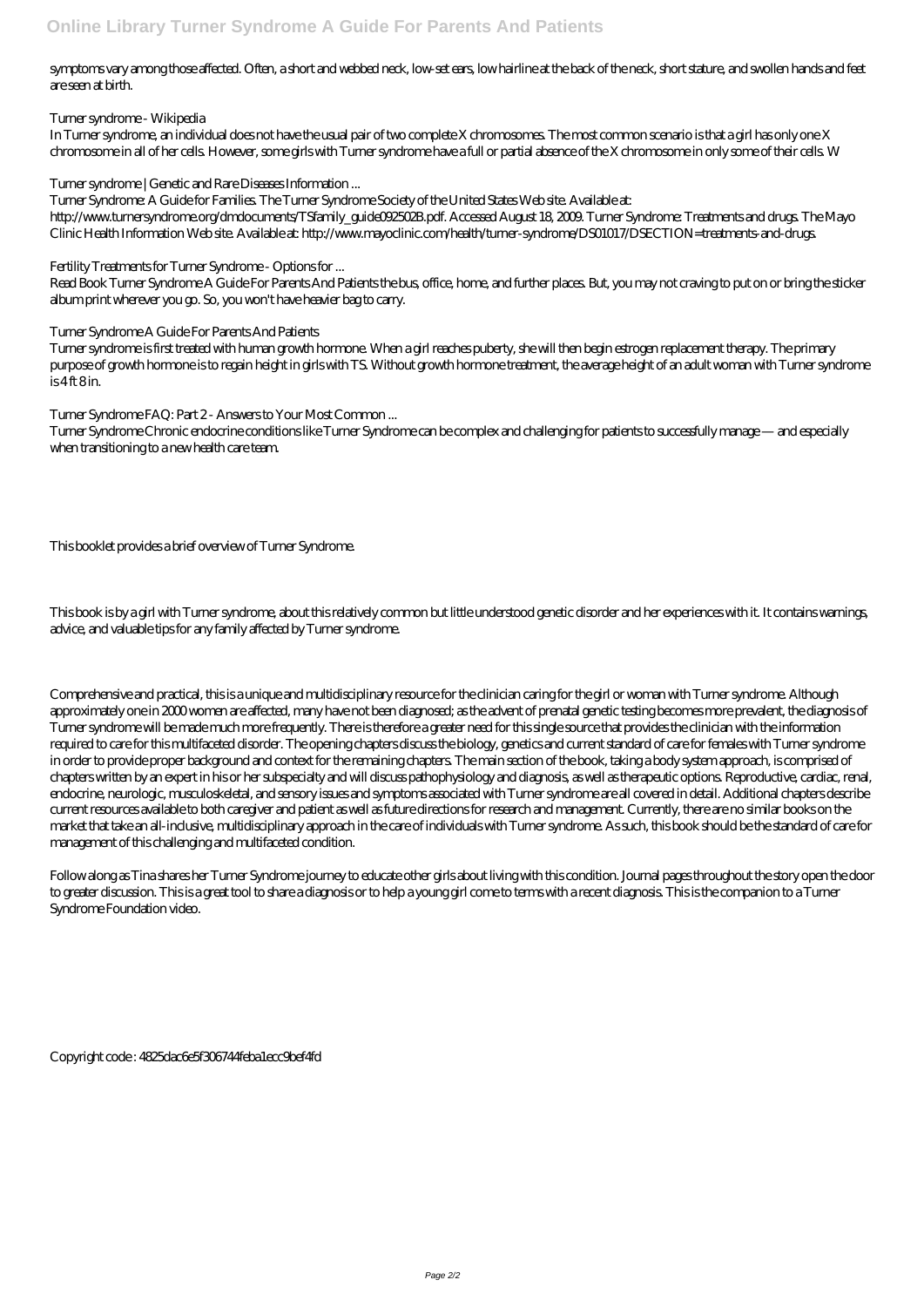symptoms vary among those affected. Often, a short and webbed neck, low-set ears, low hairline at the back of the neck, short stature, and swollen hands and feet are seen at birth.

Turner syndrome - Wikipedia

In Turner syndrome, an individual does not have the usual pair of two complete X chromosomes. The most common scenario is that a girl has only one X chromosome in all of her cells. However, some girls with Turner syndrome have a full or partial absence of the X chromosome in only some of their cells. W

Turner syndrome | Genetic and Rare Diseases Information ...

Turner Syndrome: A Guide for Families. The Turner Syndrome Society of the United States Web site. Available at: http://www.turnersyndrome.org/dmdocuments/TSfamily_guide092502B.pdf. Accessed August 18, 2009. Turner Syndrome: Treatments and drugs. The Mayo Clinic Health Information Web site. Available at: http://www.mayoclinic.com/health/turner-syndrome/DS01017/DSECTION=treatments-and-drugs.

Fertility Treatments for Turner Syndrome - Options for ...

Read Book Turner Syndrome A Guide For Parents And Patients the bus, office, home, and further places. But, you may not craving to put on or bring the sticker album print wherever you go. So, you won't have heavier bag to carry.

Turner Syndrome A Guide For Parents And Patients

Turner syndrome is first treated with human growth hormone. When a girl reaches puberty, she will then begin estrogen replacement therapy. The primary purpose of growth hormone is to regain height in girls with TS. Without growth hormone treatment, the average height of an adult woman with Turner syndrome is 4 ft 8 in.

Turner Syndrome FAQ: Part 2 - Answers to Your Most Common ...

Turner Syndrome Chronic endocrine conditions like Turner Syndrome can be complex and challenging for patients to successfully manage — and especially when transitioning to a new health care team.

This booklet provides a brief overview of Turner Syndrome.

This book is by a girl with Turner syndrome, about this relatively common but little understood genetic disorder and her experiences with it. It contains warnings, advice, and valuable tips for any family affected by Turner syndrome.

Comprehensive and practical, this is a unique and multidisciplinary resource for the clinician caring for the girl or woman with Turner syndrome. Although approximately one in 2000 women are affected, many have not been diagnosed; as the advent of prenatal genetic testing becomes more prevalent, the diagnosis of Turner syndrome will be made much more frequently. There is therefore a greater need for this single source that provides the clinician with the information required to care for this multifaceted disorder. The opening chapters discuss the biology, genetics and current standard of care for females with Turner syndrome in order to provide proper background and context for the remaining chapters. The main section of the book, taking a body system approach, is comprised of chapters written by an expert in his or her subspecialty and will discuss pathophysiology and diagnosis, as well as therapeutic options. Reproductive, cardiac, renal, endocrine, neurologic, musculoskeletal, and sensory issues and symptoms associated with Turner syndrome are all covered in detail. Additional chapters describe current resources available to both caregiver and patient as well as future directions for research and management. Currently, there are no similar books on the market that take an all-inclusive, multidisciplinary approach in the care of individuals with Turner syndrome. As such, this book should be the standard of care for management of this challenging and multifaceted condition.

Follow along as Tina shares her Turner Syndrome journey to educate other girls about living with this condition. Journal pages throughout the story open the door to greater discussion. This is a great tool to share a diagnosis or to help a young girl come to terms with a recent diagnosis. This is the companion to a Turner Syndrome Foundation video.

Copyright code : 4825dac6e5f306744feba1ecc9bef4fd